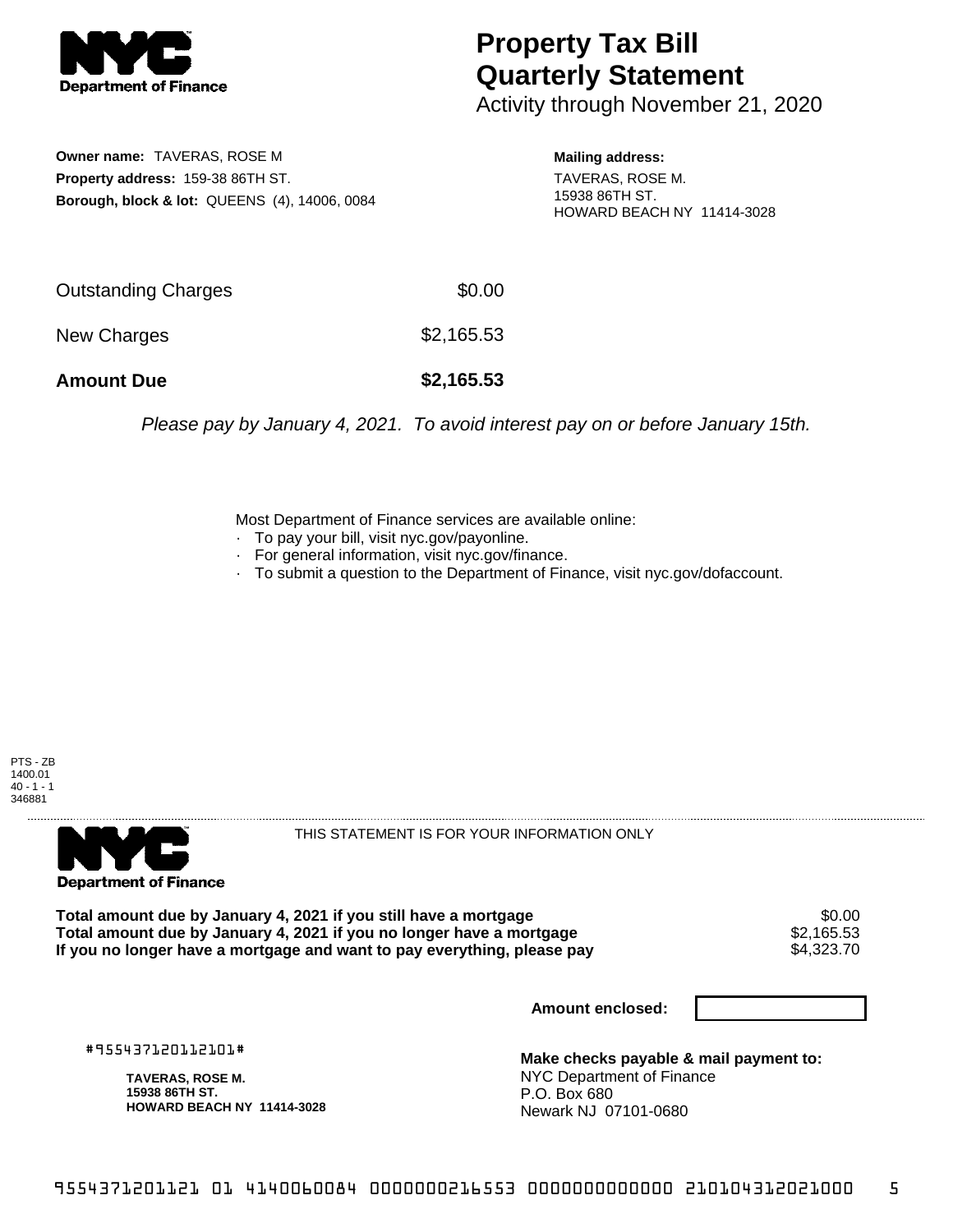# Property Tax Bill Quarterly Statement

Activity through November 21, 2020

**Owner name:** TAVERAS, ROSE M
**Property address:** 159-38 86TH ST.
**Borough, block & lot:** QUEENS (4), 14006, 0084

**Mailing address:**
TAVERAS, ROSE M.
15938 86TH ST.
HOWARD BEACH NY 11414-3028

| | |
|---|---|
| Outstanding Charges | $0.00 |
| New Charges | $2,165.53 |
| **Amount Due** | **$2,165.53** |

*Please pay by January 4, 2021. To avoid interest pay on or before January 15th.*

Most Department of Finance services are available online:
- To pay your bill, visit nyc.gov/payonline.
- For general information, visit nyc.gov/finance.
- To submit a question to the Department of Finance, visit nyc.gov/dofaccount.

PTS - ZB
1400.01
40 - 1 - 1
346881

THIS STATEMENT IS FOR YOUR INFORMATION ONLY

| | |
|---|---|
| **Total amount due by January 4, 2021 if you still have a mortgage** | $0.00 |
| **Total amount due by January 4, 2021 if you no longer have a mortgage** | $2,165.53 |
| **If you no longer have a mortgage and want to pay everything, please pay** | $4,323.70 |

**Amount enclosed:**

#955437120112101#

**TAVERAS, ROSE M.**
**15938 86TH ST.**
**HOWARD BEACH NY 11414-3028**

**Make checks payable & mail payment to:**
NYC Department of Finance
P.O. Box 680
Newark NJ 07101-0680

9554371201121 01 4140060084 0000000216553 0000000000000 210104312021000 5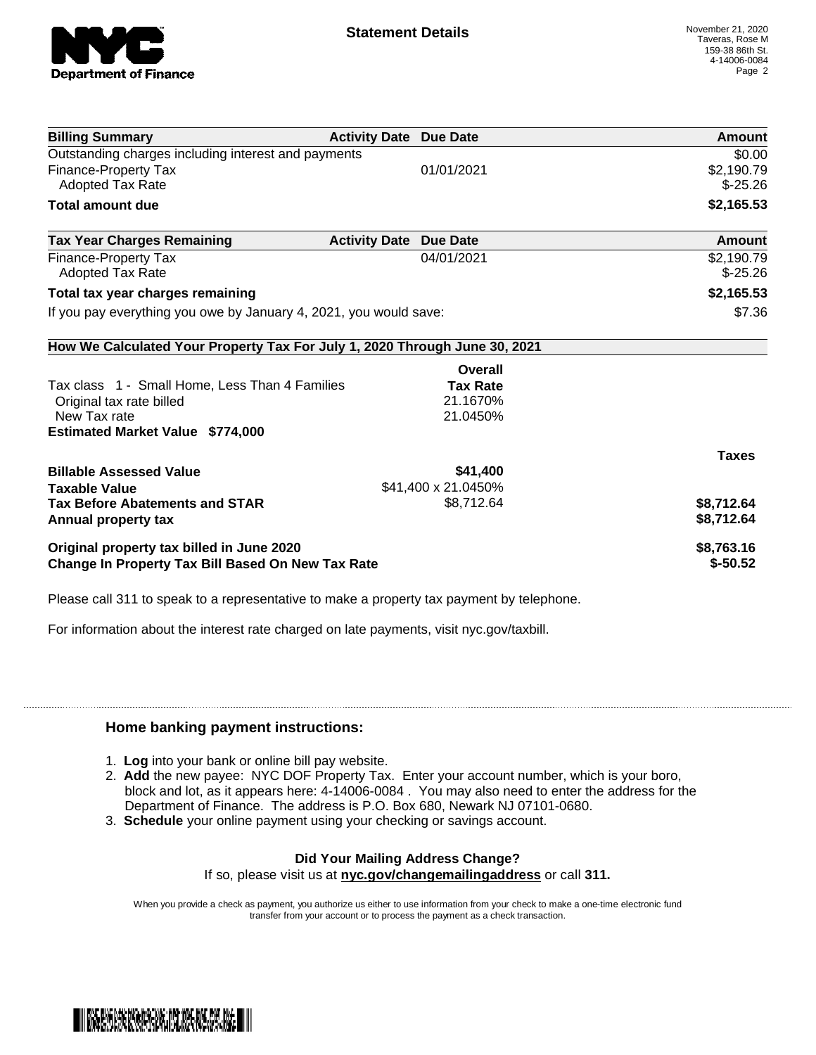# Statement Details

November 21, 2020
Taveras, Rose M
159-38 86th St.
4-14006-0084

| Billing Summary | Activity Date | Due Date | Amount |
|---|---|---|---|
| Outstanding charges including interest and payments | | | $0.00 |
| Finance-Property Tax | | 01/01/2021 | $2,190.79 |
| Adopted Tax Rate | | | $-25.26 |
| **Total amount due** | | | **$2,165.53** |

| Tax Year Charges Remaining | Activity Date | Due Date | Amount |
|---|---|---|---|
| Finance-Property Tax | | 04/01/2021 | $2,190.79 |
| Adopted Tax Rate | | | $-25.26 |
| **Total tax year charges remaining** | | | **$2,165.53** |
| If you pay everything you owe by January 4, 2021, you would save: | | | $7.36 |

**How We Calculated Your Property Tax For July 1, 2020 Through June 30, 2021**

| | Overall Tax Rate | Taxes |
|---|---|---|
| Tax class 1 - Small Home, Less Than 4 Families | | |
| Original tax rate billed | 21.1670% | |
| New Tax rate | 21.0450% | |
| **Estimated Market Value $774,000** | | |
| **Billable Assessed Value** | **$41,400** | |
| **Taxable Value** | $41,400 x 21.0450% | |
| **Tax Before Abatements and STAR** | $8,712.64 | **$8,712.64** |
| **Annual property tax** | | **$8,712.64** |
| **Original property tax billed in June 2020** | | **$8,763.16** |
| **Change In Property Tax Bill Based On New Tax Rate** | | **$-50.52** |

Please call 311 to speak to a representative to make a property tax payment by telephone.

For information about the interest rate charged on late payments, visit nyc.gov/taxbill.

## Home banking payment instructions:

1. **Log** into your bank or online bill pay website.
2. **Add** the new payee: NYC DOF Property Tax. Enter your account number, which is your boro, block and lot, as it appears here: 4-14006-0084 . You may also need to enter the address for the Department of Finance. The address is P.O. Box 680, Newark NJ 07101-0680.
3. **Schedule** your online payment using your checking or savings account.

**Did Your Mailing Address Change?**

If so, please visit us at **nyc.gov/changemailingaddress** or call **311.**

When you provide a check as payment, you authorize us either to use information from your check to make a one-time electronic fund transfer from your account or to process the payment as a check transaction.